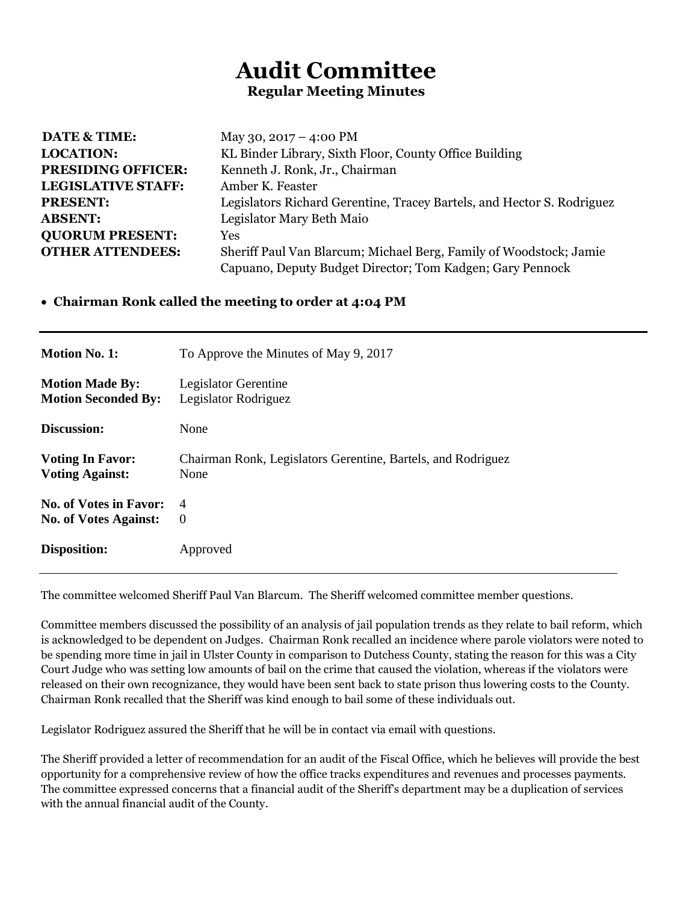# Audit Committee

## Regular Meeting Minutes

| | |
|---|---|
| **DATE & TIME:** | May 30, 2017 – 4:00 PM |
| **LOCATION:** | KL Binder Library, Sixth Floor, County Office Building |
| **PRESIDING OFFICER:** | Kenneth J. Ronk, Jr., Chairman |
| **LEGISLATIVE STAFF:** | Amber K. Feaster |
| **PRESENT:** | Legislators Richard Gerentine, Tracey Bartels, and Hector S. Rodriguez |
| **ABSENT:** | Legislator Mary Beth Maio |
| **QUORUM PRESENT:** | Yes |
| **OTHER ATTENDEES:** | Sheriff Paul Van Blarcum; Michael Berg, Family of Woodstock; Jamie Capuano, Deputy Budget Director; Tom Kadgen; Gary Pennock |

- **Chairman Ronk called the meeting to order at 4:04 PM**

---

| | |
|---|---|
| **Motion No. 1:** | To Approve the Minutes of May 9, 2017 |
| **Motion Made By:** | Legislator Gerentine |
| **Motion Seconded By:** | Legislator Rodriguez |
| **Discussion:** | None |
| **Voting In Favor:** | Chairman Ronk, Legislators Gerentine, Bartels, and Rodriguez |
| **Voting Against:** | None |
| **No. of Votes in Favor:** | 4 |
| **No. of Votes Against:** | 0 |
| **Disposition:** | Approved |

---

The committee welcomed Sheriff Paul Van Blarcum. The Sheriff welcomed committee member questions.

Committee members discussed the possibility of an analysis of jail population trends as they relate to bail reform, which is acknowledged to be dependent on Judges. Chairman Ronk recalled an incidence where parole violators were noted to be spending more time in jail in Ulster County in comparison to Dutchess County, stating the reason for this was a City Court Judge who was setting low amounts of bail on the crime that caused the violation, whereas if the violators were released on their own recognizance, they would have been sent back to state prison thus lowering costs to the County. Chairman Ronk recalled that the Sheriff was kind enough to bail some of these individuals out.

Legislator Rodriguez assured the Sheriff that he will be in contact via email with questions.

The Sheriff provided a letter of recommendation for an audit of the Fiscal Office, which he believes will provide the best opportunity for a comprehensive review of how the office tracks expenditures and revenues and processes payments. The committee expressed concerns that a financial audit of the Sheriff's department may be a duplication of services with the annual financial audit of the County.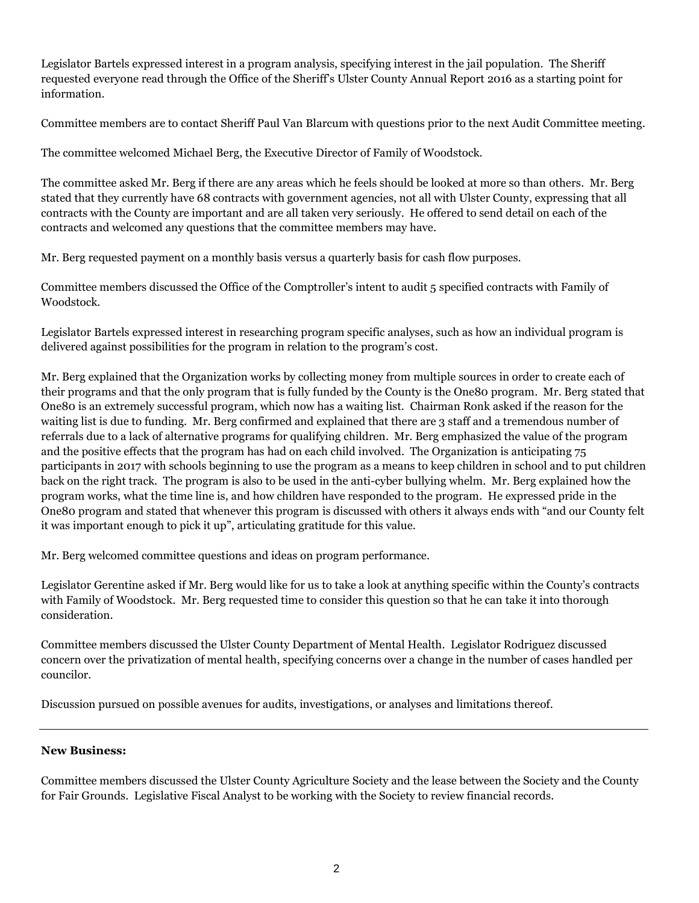Legislator Bartels expressed interest in a program analysis, specifying interest in the jail population. The Sheriff requested everyone read through the Office of the Sheriff's Ulster County Annual Report 2016 as a starting point for information.

Committee members are to contact Sheriff Paul Van Blarcum with questions prior to the next Audit Committee meeting.

The committee welcomed Michael Berg, the Executive Director of Family of Woodstock.

The committee asked Mr. Berg if there are any areas which he feels should be looked at more so than others. Mr. Berg stated that they currently have 68 contracts with government agencies, not all with Ulster County, expressing that all contracts with the County are important and are all taken very seriously. He offered to send detail on each of the contracts and welcomed any questions that the committee members may have.

Mr. Berg requested payment on a monthly basis versus a quarterly basis for cash flow purposes.

Committee members discussed the Office of the Comptroller's intent to audit 5 specified contracts with Family of Woodstock.

Legislator Bartels expressed interest in researching program specific analyses, such as how an individual program is delivered against possibilities for the program in relation to the program's cost.

Mr. Berg explained that the Organization works by collecting money from multiple sources in order to create each of their programs and that the only program that is fully funded by the County is the One80 program. Mr. Berg stated that One80 is an extremely successful program, which now has a waiting list. Chairman Ronk asked if the reason for the waiting list is due to funding. Mr. Berg confirmed and explained that there are 3 staff and a tremendous number of referrals due to a lack of alternative programs for qualifying children. Mr. Berg emphasized the value of the program and the positive effects that the program has had on each child involved. The Organization is anticipating 75 participants in 2017 with schools beginning to use the program as a means to keep children in school and to put children back on the right track. The program is also to be used in the anti-cyber bullying whelm. Mr. Berg explained how the program works, what the time line is, and how children have responded to the program. He expressed pride in the One80 program and stated that whenever this program is discussed with others it always ends with "and our County felt it was important enough to pick it up", articulating gratitude for this value.

Mr. Berg welcomed committee questions and ideas on program performance.

Legislator Gerentine asked if Mr. Berg would like for us to take a look at anything specific within the County's contracts with Family of Woodstock. Mr. Berg requested time to consider this question so that he can take it into thorough consideration.

Committee members discussed the Ulster County Department of Mental Health. Legislator Rodriguez discussed concern over the privatization of mental health, specifying concerns over a change in the number of cases handled per councilor.

Discussion pursued on possible avenues for audits, investigations, or analyses and limitations thereof.

---

**New Business:**

Committee members discussed the Ulster County Agriculture Society and the lease between the Society and the County for Fair Grounds. Legislative Fiscal Analyst to be working with the Society to review financial records.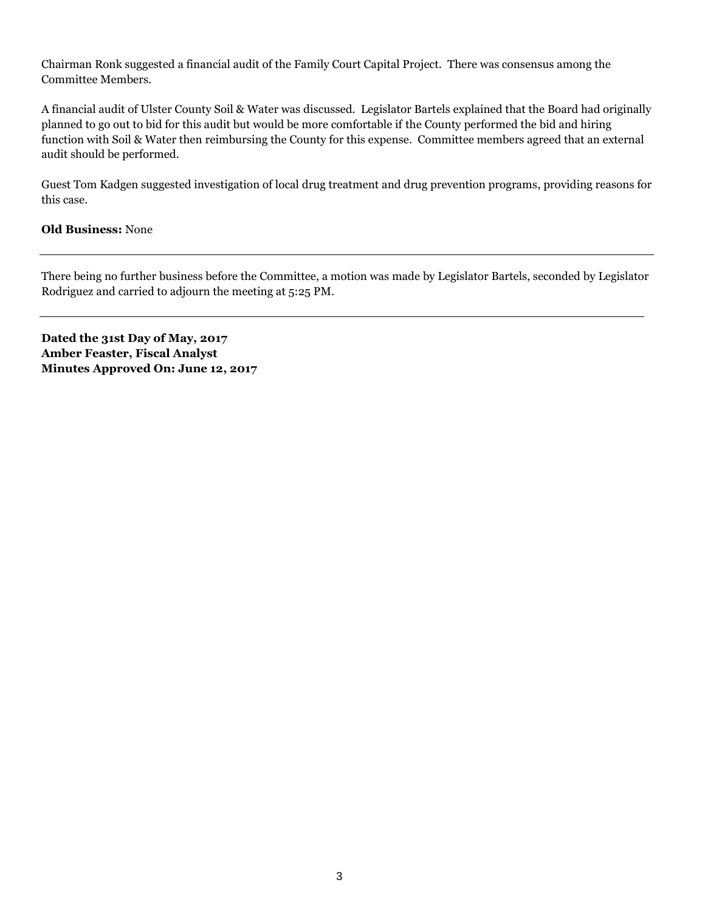Chairman Ronk suggested a financial audit of the Family Court Capital Project. There was consensus among the Committee Members.

A financial audit of Ulster County Soil & Water was discussed. Legislator Bartels explained that the Board had originally planned to go out to bid for this audit but would be more comfortable if the County performed the bid and hiring function with Soil & Water then reimbursing the County for this expense. Committee members agreed that an external audit should be performed.

Guest Tom Kadgen suggested investigation of local drug treatment and drug prevention programs, providing reasons for this case.

**Old Business:** None

---

There being no further business before the Committee, a motion was made by Legislator Bartels, seconded by Legislator Rodriguez and carried to adjourn the meeting at 5:25 PM.

---

**Dated the 31st Day of May, 2017**
**Amber Feaster, Fiscal Analyst**
**Minutes Approved On: June 12, 2017**